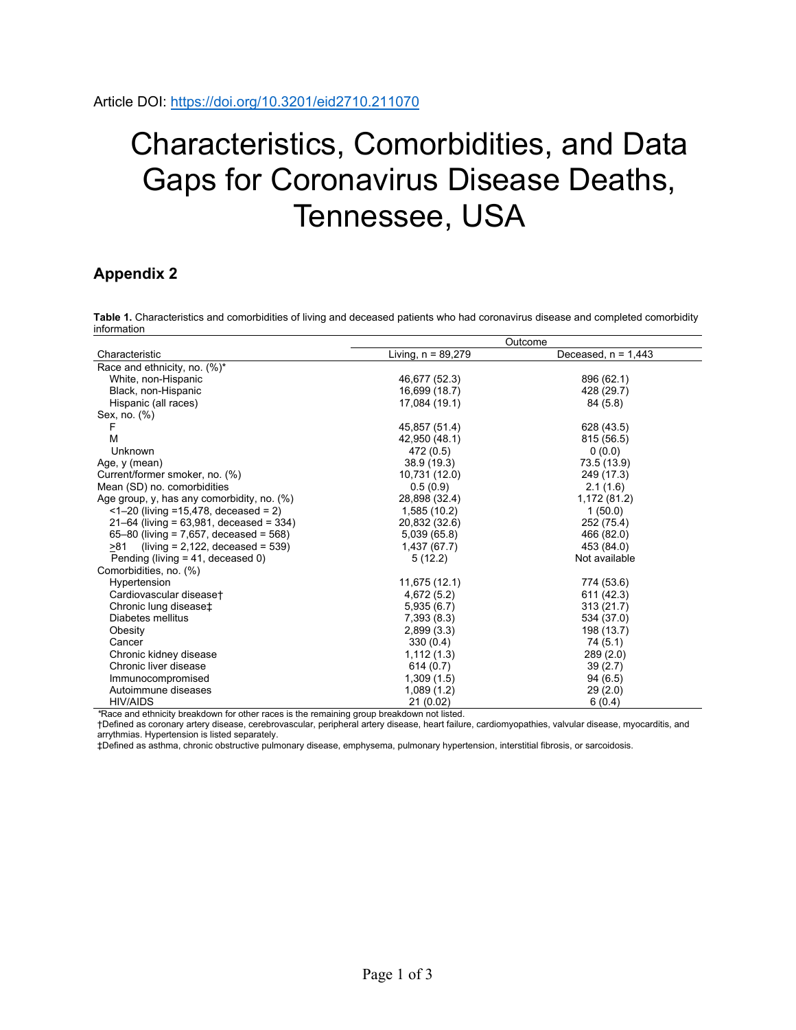Article DOI: https://doi.org/10.3201/eid2710.211070

# Characteristics, Comorbidities, and Data Gaps for Coronavirus Disease Deaths, Tennessee, USA

## Appendix 2

**Table 1.** Characteristics and comorbidities of living and deceased patients who had coronavirus disease and completed comorbidity information

| | Outcome | |
|---|---|---|
| Characteristic | Living, n = 89,279 | Deceased, n = 1,443 |
| Race and ethnicity, no. (%)* | | |
| White, non-Hispanic | 46,677 (52.3) | 896 (62.1) |
| Black, non-Hispanic | 16,699 (18.7) | 428 (29.7) |
| Hispanic (all races) | 17,084 (19.1) | 84 (5.8) |
| Sex, no. (%) | | |
| F | 45,857 (51.4) | 628 (43.5) |
| M | 42,950 (48.1) | 815 (56.5) |
| Unknown | 472 (0.5) | 0 (0.0) |
| Age, y (mean) | 38.9 (19.3) | 73.5 (13.9) |
| Current/former smoker, no. (%) | 10,731 (12.0) | 249 (17.3) |
| Mean (SD) no. comorbidities | 0.5 (0.9) | 2.1 (1.6) |
| Age group, y, has any comorbidity, no. (%) | 28,898 (32.4) | 1,172 (81.2) |
| <1–20 (living =15,478, deceased = 2) | 1,585 (10.2) | 1 (50.0) |
| 21–64 (living = 63,981, deceased = 334) | 20,832 (32.6) | 252 (75.4) |
| 65–80 (living = 7,657, deceased = 568) | 5,039 (65.8) | 466 (82.0) |
| ≥81 (living = 2,122, deceased = 539) | 1,437 (67.7) | 453 (84.0) |
| Pending (living = 41, deceased 0) | 5 (12.2) | Not available |
| Comorbidities, no. (%) | | |
| Hypertension | 11,675 (12.1) | 774 (53.6) |
| Cardiovascular disease† | 4,672 (5.2) | 611 (42.3) |
| Chronic lung disease‡ | 5,935 (6.7) | 313 (21.7) |
| Diabetes mellitus | 7,393 (8.3) | 534 (37.0) |
| Obesity | 2,899 (3.3) | 198 (13.7) |
| Cancer | 330 (0.4) | 74 (5.1) |
| Chronic kidney disease | 1,112 (1.3) | 289 (2.0) |
| Chronic liver disease | 614 (0.7) | 39 (2.7) |
| Immunocompromised | 1,309 (1.5) | 94 (6.5) |
| Autoimmune diseases | 1,089 (1.2) | 29 (2.0) |
| HIV/AIDS | 21 (0.02) | 6 (0.4) |

*Race and ethnicity breakdown for other races is the remaining group breakdown not listed.

†Defined as coronary artery disease, cerebrovascular, peripheral artery disease, heart failure, cardiomyopathies, valvular disease, myocarditis, and arrythmias. Hypertension is listed separately.

‡Defined as asthma, chronic obstructive pulmonary disease, emphysema, pulmonary hypertension, interstitial fibrosis, or sarcoidosis.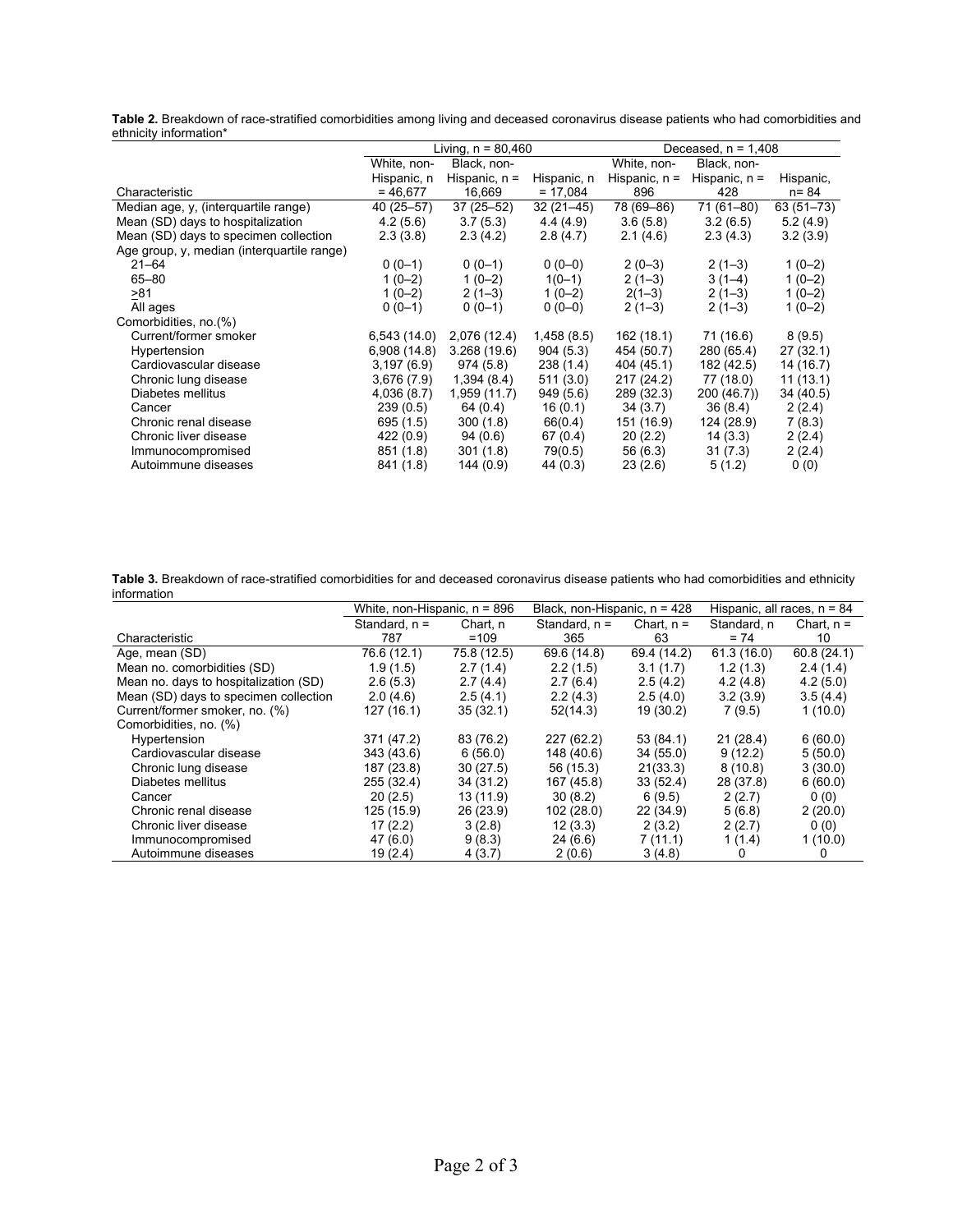**Table 2.** Breakdown of race-stratified comorbidities among living and deceased coronavirus disease patients who had comorbidities and ethnicity information*

| Characteristic | Living, n = 80,460 | | | Deceased, n = 1,408 | | |
|---|---|---|---|---|---|---|
| | White, non-Hispanic, n = 46,677 | Black, non-Hispanic, n = 16,669 | Hispanic, n = 17,084 | White, non-Hispanic, n = 896 | Black, non-Hispanic, n = 428 | Hispanic, n= 84 |
| Median age, y, (interquartile range) | 40 (25–57) | 37 (25–52) | 32 (21–45) | 78 (69–86) | 71 (61–80) | 63 (51–73) |
| Mean (SD) days to hospitalization | 4.2 (5.6) | 3.7 (5.3) | 4.4 (4.9) | 3.6 (5.8) | 3.2 (6.5) | 5.2 (4.9) |
| Mean (SD) days to specimen collection | 2.3 (3.8) | 2.3 (4.2) | 2.8 (4.7) | 2.1 (4.6) | 2.3 (4.3) | 3.2 (3.9) |
| Age group, y, median (interquartile range) | | | | | | |
| 21–64 | 0 (0–1) | 0 (0–1) | 0 (0–0) | 2 (0–3) | 2 (1–3) | 1 (0–2) |
| 65–80 | 1 (0–2) | 1 (0–2) | 1(0–1) | 2 (1–3) | 3 (1–4) | 1 (0–2) |
| >81 | 1 (0–2) | 2 (1–3) | 1 (0–2) | 2(1–3) | 2 (1–3) | 1 (0–2) |
| All ages | 0 (0–1) | 0 (0–1) | 0 (0–0) | 2 (1–3) | 2 (1–3) | 1 (0–2) |
| Comorbidities, no.(%) | | | | | | |
| Current/former smoker | 6,543 (14.0) | 2,076 (12.4) | 1,458 (8.5) | 162 (18.1) | 71 (16.6) | 8 (9.5) |
| Hypertension | 6,908 (14.8) | 3.268 (19.6) | 904 (5.3) | 454 (50.7) | 280 (65.4) | 27 (32.1) |
| Cardiovascular disease | 3,197 (6.9) | 974 (5.8) | 238 (1.4) | 404 (45.1) | 182 (42.5) | 14 (16.7) |
| Chronic lung disease | 3,676 (7.9) | 1,394 (8.4) | 511 (3.0) | 217 (24.2) | 77 (18.0) | 11 (13.1) |
| Diabetes mellitus | 4,036 (8.7) | 1,959 (11.7) | 949 (5.6) | 289 (32.3) | 200 (46.7)) | 34 (40.5) |
| Cancer | 239 (0.5) | 64 (0.4) | 16 (0.1) | 34 (3.7) | 36 (8.4) | 2 (2.4) |
| Chronic renal disease | 695 (1.5) | 300 (1.8) | 66(0.4) | 151 (16.9) | 124 (28.9) | 7 (8.3) |
| Chronic liver disease | 422 (0.9) | 94 (0.6) | 67 (0.4) | 20 (2.2) | 14 (3.3) | 2 (2.4) |
| Immunocompromised | 851 (1.8) | 301 (1.8) | 79(0.5) | 56 (6.3) | 31 (7.3) | 2 (2.4) |
| Autoimmune diseases | 841 (1.8) | 144 (0.9) | 44 (0.3) | 23 (2.6) | 5 (1.2) | 0 (0) |

**Table 3.** Breakdown of race-stratified comorbidities for and deceased coronavirus disease patients who had comorbidities and ethnicity information

| Characteristic | White, non-Hispanic, n = 896 | | Black, non-Hispanic, n = 428 | | Hispanic, all races, n = 84 | |
|---|---|---|---|---|---|---|
| | Standard, n = 787 | Chart, n =109 | Standard, n = 365 | Chart, n = 63 | Standard, n = 74 | Chart, n = 10 |
| Age, mean (SD) | 76.6 (12.1) | 75.8 (12.5) | 69.6 (14.8) | 69.4 (14.2) | 61.3 (16.0) | 60.8 (24.1) |
| Mean no. comorbidities (SD) | 1.9 (1.5) | 2.7 (1.4) | 2.2 (1.5) | 3.1 (1.7) | 1.2 (1.3) | 2.4 (1.4) |
| Mean no. days to hospitalization (SD) | 2.6 (5.3) | 2.7 (4.4) | 2.7 (6.4) | 2.5 (4.2) | 4.2 (4.8) | 4.2 (5.0) |
| Mean (SD) days to specimen collection | 2.0 (4.6) | 2.5 (4.1) | 2.2 (4.3) | 2.5 (4.0) | 3.2 (3.9) | 3.5 (4.4) |
| Current/former smoker, no. (%) | 127 (16.1) | 35 (32.1) | 52(14.3) | 19 (30.2) | 7 (9.5) | 1 (10.0) |
| Comorbidities, no. (%) | | | | | | |
| Hypertension | 371 (47.2) | 83 (76.2) | 227 (62.2) | 53 (84.1) | 21 (28.4) | 6 (60.0) |
| Cardiovascular disease | 343 (43.6) | 6 (56.0) | 148 (40.6) | 34 (55.0) | 9 (12.2) | 5 (50.0) |
| Chronic lung disease | 187 (23.8) | 30 (27.5) | 56 (15.3) | 21(33.3) | 8 (10.8) | 3 (30.0) |
| Diabetes mellitus | 255 (32.4) | 34 (31.2) | 167 (45.8) | 33 (52.4) | 28 (37.8) | 6 (60.0) |
| Cancer | 20 (2.5) | 13 (11.9) | 30 (8.2) | 6 (9.5) | 2 (2.7) | 0 (0) |
| Chronic renal disease | 125 (15.9) | 26 (23.9) | 102 (28.0) | 22 (34.9) | 5 (6.8) | 2 (20.0) |
| Chronic liver disease | 17 (2.2) | 3 (2.8) | 12 (3.3) | 2 (3.2) | 2 (2.7) | 0 (0) |
| Immunocompromised | 47 (6.0) | 9 (8.3) | 24 (6.6) | 7 (11.1) | 1 (1.4) | 1 (10.0) |
| Autoimmune diseases | 19 (2.4) | 4 (3.7) | 2 (0.6) | 3 (4.8) | 0 | 0 |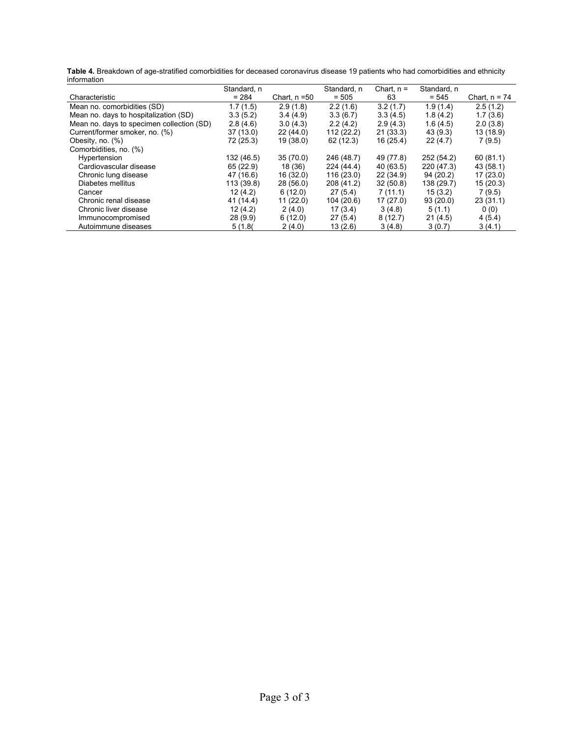**Table 4.** Breakdown of age-stratified comorbidities for deceased coronavirus disease 19 patients who had comorbidities and ethnicity information

| Characteristic | Standard, n = 284 | Chart, n =50 | Standard, n = 505 | Chart, n = 63 | Standard, n = 545 | Chart, n = 74 |
|---|---|---|---|---|---|---|
| Mean no. comorbidities (SD) | 1.7 (1.5) | 2.9 (1.8) | 2.2 (1.6) | 3.2 (1.7) | 1.9 (1.4) | 2.5 (1.2) |
| Mean no. days to hospitalization (SD) | 3.3 (5.2) | 3.4 (4.9) | 3.3 (6.7) | 3.3 (4.5) | 1.8 (4.2) | 1.7 (3.6) |
| Mean no. days to specimen collection (SD) | 2.8 (4.6) | 3.0 (4.3) | 2.2 (4.2) | 2.9 (4.3) | 1.6 (4.5) | 2.0 (3.8) |
| Current/former smoker, no. (%) | 37 (13.0) | 22 (44.0) | 112 (22.2) | 21 (33.3) | 43 (9.3) | 13 (18.9) |
| Obesity, no. (%) | 72 (25.3) | 19 (38.0) | 62 (12.3) | 16 (25.4) | 22 (4.7) | 7 (9.5) |
| Comorbidities, no. (%) | | | | | | |
| Hypertension | 132 (46.5) | 35 (70.0) | 246 (48.7) | 49 (77.8) | 252 (54.2) | 60 (81.1) |
| Cardiovascular disease | 65 (22.9) | 18 (36) | 224 (44.4) | 40 (63.5) | 220 (47.3) | 43 (58.1) |
| Chronic lung disease | 47 (16.6) | 16 (32.0) | 116 (23.0) | 22 (34.9) | 94 (20.2) | 17 (23.0) |
| Diabetes mellitus | 113 (39.8) | 28 (56.0) | 208 (41.2) | 32 (50.8) | 138 (29.7) | 15 (20.3) |
| Cancer | 12 (4.2) | 6 (12.0) | 27 (5.4) | 7 (11.1) | 15 (3.2) | 7 (9.5) |
| Chronic renal disease | 41 (14.4) | 11 (22.0) | 104 (20.6) | 17 (27.0) | 93 (20.0) | 23 (31.1) |
| Chronic liver disease | 12 (4.2) | 2 (4.0) | 17 (3.4) | 3 (4.8) | 5 (1.1) | 0 (0) |
| Immunocompromised | 28 (9.9) | 6 (12.0) | 27 (5.4) | 8 (12.7) | 21 (4.5) | 4 (5.4) |
| Autoimmune diseases | 5 (1.8( | 2 (4.0) | 13 (2.6) | 3 (4.8) | 3 (0.7) | 3 (4.1) |